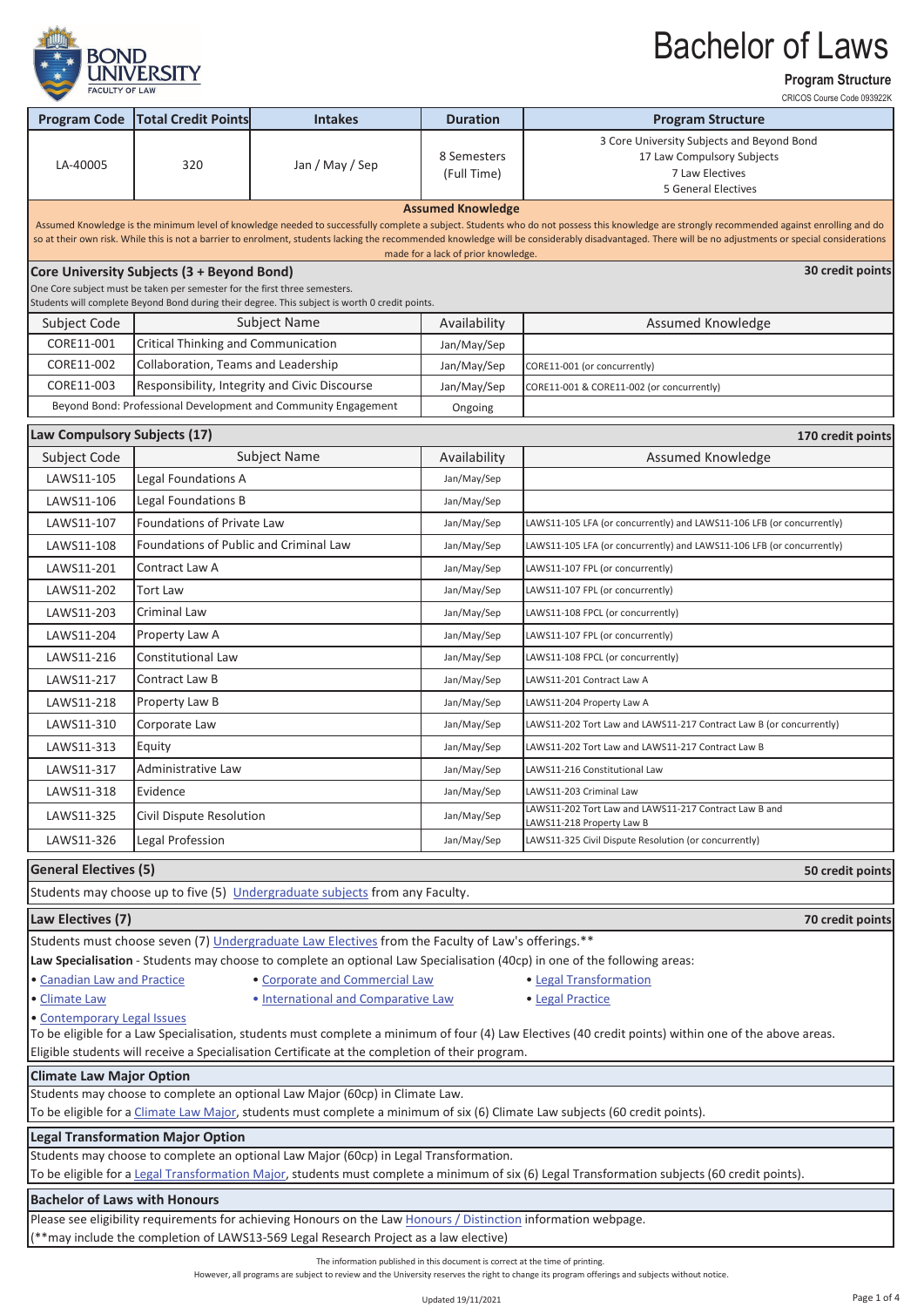# Bachelor of Laws

**Program Structure**

CRICOS Course Code 093922K

BOND UNIVERSITY FACULTY OF LAW

| Program Code | Total Credit Points | Intakes | Duration | Program Structure |
|---|---|---|---|---|
| LA-40005 | 320 | Jan / May / Sep | 8 Semesters (Full Time) | 3 Core University Subjects and Beyond Bond<br>17 Law Compulsory Subjects<br>7 Law Electives<br>5 General Electives |

**Assumed Knowledge**

Assumed Knowledge is the minimum level of knowledge needed to successfully complete a subject. Students who do not possess this knowledge are strongly recommended against enrolling and do so at their own risk. While this is not a barrier to enrolment, students lacking the recommended knowledge will be considerably disadvantaged. There will be no adjustments or special considerations made for a lack of prior knowledge.

## Core University Subjects (3 + Beyond Bond) — 30 credit points

One Core subject must be taken per semester for the first three semesters.
Students will complete Beyond Bond during their degree. This subject is worth 0 credit points.

| Subject Code | Subject Name | Availability | Assumed Knowledge |
|---|---|---|---|
| CORE11-001 | Critical Thinking and Communication | Jan/May/Sep | |
| CORE11-002 | Collaboration, Teams and Leadership | Jan/May/Sep | CORE11-001 (or concurrently) |
| CORE11-003 | Responsibility, Integrity and Civic Discourse | Jan/May/Sep | CORE11-001 & CORE11-002 (or concurrently) |
| Beyond Bond: Professional Development and Community Engagement | | Ongoing | |

## Law Compulsory Subjects (17) — 170 credit points

| Subject Code | Subject Name | Availability | Assumed Knowledge |
|---|---|---|---|
| LAWS11-105 | Legal Foundations A | Jan/May/Sep | |
| LAWS11-106 | Legal Foundations B | Jan/May/Sep | |
| LAWS11-107 | Foundations of Private Law | Jan/May/Sep | LAWS11-105 LFA (or concurrently) and LAWS11-106 LFB (or concurrently) |
| LAWS11-108 | Foundations of Public and Criminal Law | Jan/May/Sep | LAWS11-105 LFA (or concurrently) and LAWS11-106 LFB (or concurrently) |
| LAWS11-201 | Contract Law A | Jan/May/Sep | LAWS11-107 FPL (or concurrently) |
| LAWS11-202 | Tort Law | Jan/May/Sep | LAWS11-107 FPL (or concurrently) |
| LAWS11-203 | Criminal Law | Jan/May/Sep | LAWS11-108 FPCL (or concurrently) |
| LAWS11-204 | Property Law A | Jan/May/Sep | LAWS11-107 FPL (or concurrently) |
| LAWS11-216 | Constitutional Law | Jan/May/Sep | LAWS11-108 FPCL (or concurrently) |
| LAWS11-217 | Contract Law B | Jan/May/Sep | LAWS11-201 Contract Law A |
| LAWS11-218 | Property Law B | Jan/May/Sep | LAWS11-204 Property Law A |
| LAWS11-310 | Corporate Law | Jan/May/Sep | LAWS11-202 Tort Law and LAWS11-217 Contract Law B (or concurrently) |
| LAWS11-313 | Equity | Jan/May/Sep | LAWS11-202 Tort Law and LAWS11-217 Contract Law B |
| LAWS11-317 | Administrative Law | Jan/May/Sep | LAWS11-216 Constitutional Law |
| LAWS11-318 | Evidence | Jan/May/Sep | LAWS11-203 Criminal Law |
| LAWS11-325 | Civil Dispute Resolution | Jan/May/Sep | LAWS11-202 Tort Law and LAWS11-217 Contract Law B and LAWS11-218 Property Law B |
| LAWS11-326 | Legal Profession | Jan/May/Sep | LAWS11-325 Civil Dispute Resolution (or concurrently) |

## General Electives (5) — 50 credit points

Students may choose up to five (5) Undergraduate subjects from any Faculty.

## Law Electives (7) — 70 credit points

Students must choose seven (7) Undergraduate Law Electives from the Faculty of Law's offerings.**

**Law Specialisation** - Students may choose to complete an optional Law Specialisation (40cp) in one of the following areas:

- Canadian Law and Practice
- Climate Law
- Contemporary Legal Issues
- Corporate and Commercial Law
- International and Comparative Law
- Legal Transformation
- Legal Practice

To be eligible for a Law Specialisation, students must complete a minimum of four (4) Law Electives (40 credit points) within one of the above areas.
Eligible students will receive a Specialisation Certificate at the completion of their program.

## Climate Law Major Option

Students may choose to complete an optional Law Major (60cp) in Climate Law.
To be eligible for a Climate Law Major, students must complete a minimum of six (6) Climate Law subjects (60 credit points).

## Legal Transformation Major Option

Students may choose to complete an optional Law Major (60cp) in Legal Transformation.
To be eligible for a Legal Transformation Major, students must complete a minimum of six (6) Legal Transformation subjects (60 credit points).

## Bachelor of Laws with Honours

Please see eligibility requirements for achieving Honours on the Law Honours / Distinction information webpage.
(**may include the completion of LAWS13-569 Legal Research Project as a law elective)

The information published in this document is correct at the time of printing.
However, all programs are subject to review and the University reserves the right to change its program offerings and subjects without notice.

Updated 19/11/2021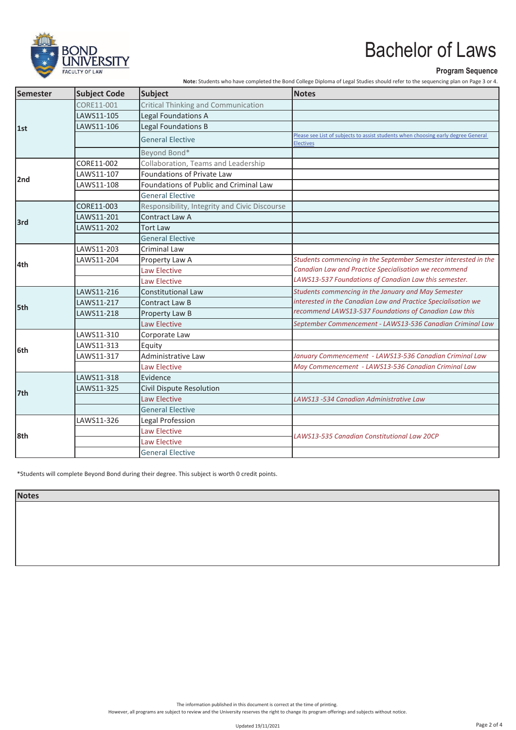# Bachelor of Laws

**Program Sequence**

**Note:** Students who have completed the Bond College Diploma of Legal Studies should refer to the sequencing plan on Page 3 or 4.

| Semester | Subject Code | Subject | Notes |
|---|---|---|---|
| 1st | CORE11-001 | Critical Thinking and Communication | |
| | LAWS11-105 | Legal Foundations A | |
| | LAWS11-106 | Legal Foundations B | |
| | | General Elective | Please see List of subjects to assist students when choosing early degree General Electives |
| | | Beyond Bond* | |
| 2nd | CORE11-002 | Collaboration, Teams and Leadership | |
| | LAWS11-107 | Foundations of Private Law | |
| | LAWS11-108 | Foundations of Public and Criminal Law | |
| | | General Elective | |
| 3rd | CORE11-003 | Responsibility, Integrity and Civic Discourse | |
| | LAWS11-201 | Contract Law A | |
| | LAWS11-202 | Tort Law | |
| | | General Elective | |
| 4th | LAWS11-203 | Criminal Law | |
| | LAWS11-204 | Property Law A | *Students commencing in the September Semester interested in the Canadian Law and Practice Specialisation we recommend LAWS13-537 Foundations of Canadian Law this semester.* |
| | | Law Elective | |
| | | Law Elective | |
| 5th | LAWS11-216 | Constitutional Law | *Students commencing in the January and May Semester interested in the Canadian Law and Practice Specialisation we recommend LAWS13-537 Foundations of Canadian Law this* |
| | LAWS11-217 | Contract Law B | |
| | LAWS11-218 | Property Law B | |
| | | Law Elective | *September Commencement - LAWS13-536 Canadian Criminal Law* |
| 6th | LAWS11-310 | Corporate Law | |
| | LAWS11-313 | Equity | |
| | LAWS11-317 | Administrative Law | *January Commencement - LAWS13-536 Canadian Criminal Law* |
| | | Law Elective | *May Commencement - LAWS13-536 Canadian Criminal Law* |
| 7th | LAWS11-318 | Evidence | |
| | LAWS11-325 | Civil Dispute Resolution | |
| | | Law Elective | *LAWS13 -534 Canadian Administrative Law* |
| | | General Elective | |
| 8th | LAWS11-326 | Legal Profession | |
| | | Law Elective | *LAWS13-535 Canadian Constitutional Law 20CP* |
| | | Law Elective | |
| | | General Elective | |

*Students will complete Beyond Bond during their degree. This subject is worth 0 credit points.

| Notes |
|---|
| |

The information published in this document is correct at the time of printing.
However, all programs are subject to review and the University reserves the right to change its program offerings and subjects without notice.

Updated 19/11/2021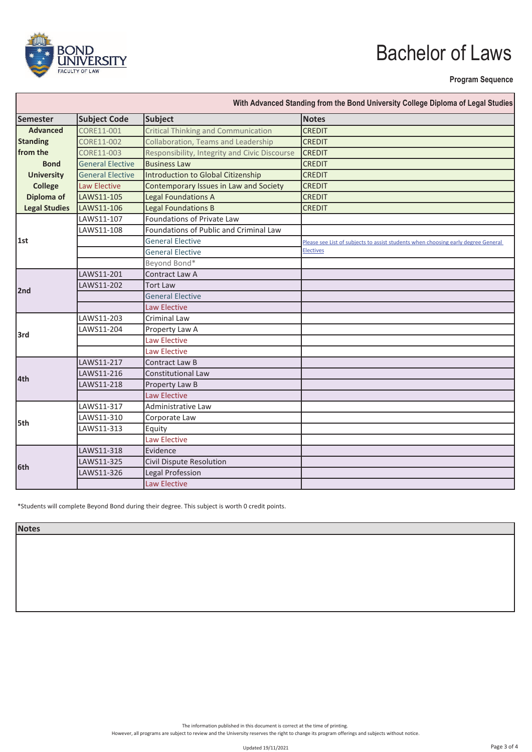# Bachelor of Laws

**Program Sequence**

| With Advanced Standing from the Bond University College Diploma of Legal Studies | | | |
|---|---|---|---|
| **Semester** | **Subject Code** | **Subject** | **Notes** |
| **Advanced Standing from the Bond University College Diploma of Legal Studies** | CORE11-001 | Critical Thinking and Communication | CREDIT |
| | CORE11-002 | Collaboration, Teams and Leadership | CREDIT |
| | CORE11-003 | Responsibility, Integrity and Civic Discourse | CREDIT |
| | General Elective | Business Law | CREDIT |
| | General Elective | Introduction to Global Citizenship | CREDIT |
| | Law Elective | Contemporary Issues in Law and Society | CREDIT |
| | LAWS11-105 | Legal Foundations A | CREDIT |
| | LAWS11-106 | Legal Foundations B | CREDIT |
| 1st | LAWS11-107 | Foundations of Private Law | |
| | LAWS11-108 | Foundations of Public and Criminal Law | |
| | | General Elective | Please see List of subjects to assist students when choosing early degree General Electives |
| | | General Elective | |
| | | Beyond Bond* | |
| 2nd | LAWS11-201 | Contract Law A | |
| | LAWS11-202 | Tort Law | |
| | | General Elective | |
| | | Law Elective | |
| 3rd | LAWS11-203 | Criminal Law | |
| | LAWS11-204 | Property Law A | |
| | | Law Elective | |
| | | Law Elective | |
| 4th | LAWS11-217 | Contract Law B | |
| | LAWS11-216 | Constitutional Law | |
| | LAWS11-218 | Property Law B | |
| | | Law Elective | |
| 5th | LAWS11-317 | Administrative Law | |
| | LAWS11-310 | Corporate Law | |
| | LAWS11-313 | Equity | |
| | | Law Elective | |
| 6th | LAWS11-318 | Evidence | |
| | LAWS11-325 | Civil Dispute Resolution | |
| | LAWS11-326 | Legal Profession | |
| | | Law Elective | |

*Students will complete Beyond Bond during their degree. This subject is worth 0 credit points.

| Notes |
|---|
| |

The information published in this document is correct at the time of printing.
However, all programs are subject to review and the University reserves the right to change its program offerings and subjects without notice.

Updated 19/11/2021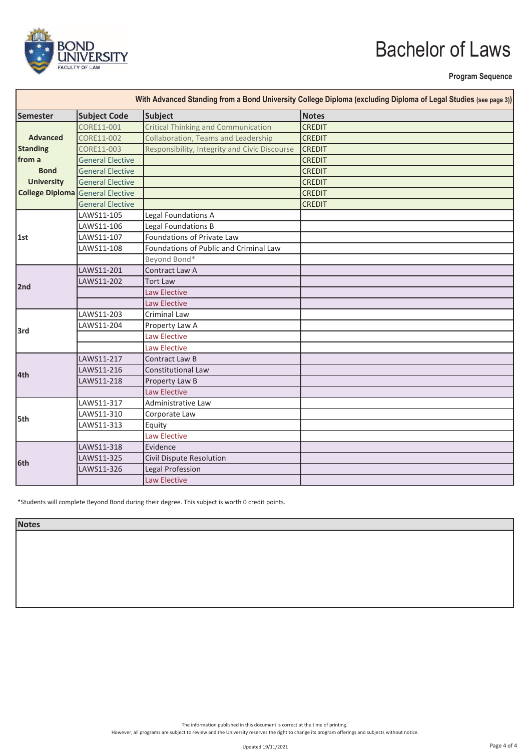# Bachelor of Laws

**Program Sequence**

| With Advanced Standing from a Bond University College Diploma (excluding Diploma of Legal Studies (see page 3)) | | | |
|---|---|---|---|
| **Semester** | **Subject Code** | **Subject** | **Notes** |
| Advanced Standing from a Bond University College Diploma | CORE11-001 | Critical Thinking and Communication | CREDIT |
| | CORE11-002 | Collaboration, Teams and Leadership | CREDIT |
| | CORE11-003 | Responsibility, Integrity and Civic Discourse | CREDIT |
| | General Elective | | CREDIT |
| | General Elective | | CREDIT |
| | General Elective | | CREDIT |
| | General Elective | | CREDIT |
| | General Elective | | CREDIT |
| 1st | LAWS11-105 | Legal Foundations A | |
| | LAWS11-106 | Legal Foundations B | |
| | LAWS11-107 | Foundations of Private Law | |
| | LAWS11-108 | Foundations of Public and Criminal Law | |
| | | Beyond Bond* | |
| 2nd | LAWS11-201 | Contract Law A | |
| | LAWS11-202 | Tort Law | |
| | | Law Elective | |
| | | Law Elective | |
| 3rd | LAWS11-203 | Criminal Law | |
| | LAWS11-204 | Property Law A | |
| | | Law Elective | |
| | | Law Elective | |
| 4th | LAWS11-217 | Contract Law B | |
| | LAWS11-216 | Constitutional Law | |
| | LAWS11-218 | Property Law B | |
| | | Law Elective | |
| 5th | LAWS11-317 | Administrative Law | |
| | LAWS11-310 | Corporate Law | |
| | LAWS11-313 | Equity | |
| | | Law Elective | |
| 6th | LAWS11-318 | Evidence | |
| | LAWS11-325 | Civil Dispute Resolution | |
| | LAWS11-326 | Legal Profession | |
| | | Law Elective | |

*Students will complete Beyond Bond during their degree. This subject is worth 0 credit points.

| Notes |
|---|
| |

The information published in this document is correct at the time of printing.
However, all programs are subject to review and the University reserves the right to change its program offerings and subjects without notice.

Updated 19/11/2021